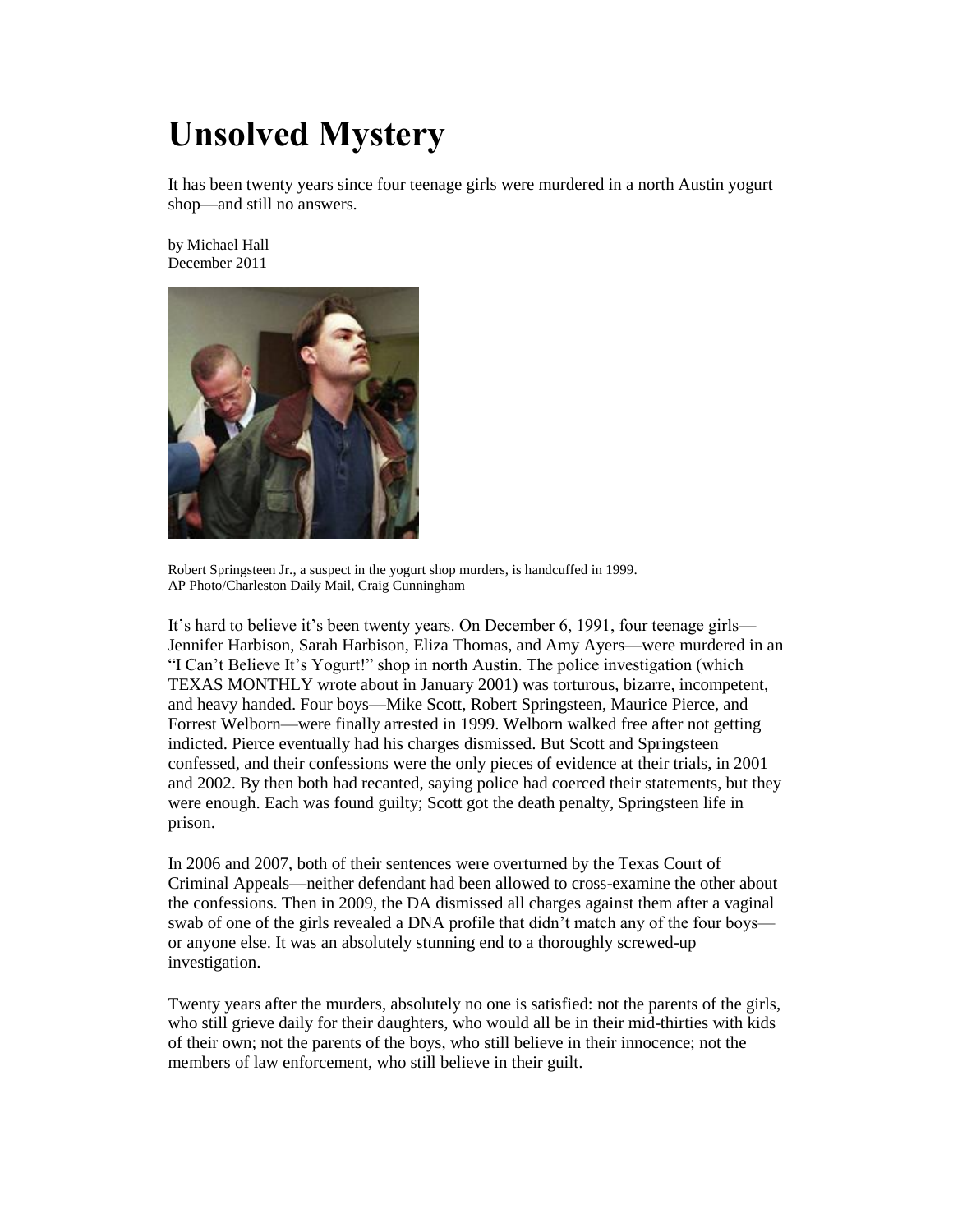# Unsolved Mystery

It has been twenty years since four teenage girls were murdered in a north Austin yogurt shop—and still no answers.

by Michael Hall
December 2011

Robert Springsteen Jr., a suspect in the yogurt shop murders, is handcuffed in 1999.
AP Photo/Charleston Daily Mail, Craig Cunningham

It's hard to believe it's been twenty years. On December 6, 1991, four teenage girls—Jennifer Harbison, Sarah Harbison, Eliza Thomas, and Amy Ayers—were murdered in an "I Can't Believe It's Yogurt!" shop in north Austin. The police investigation (which TEXAS MONTHLY wrote about in January 2001) was torturous, bizarre, incompetent, and heavy handed. Four boys—Mike Scott, Robert Springsteen, Maurice Pierce, and Forrest Welborn—were finally arrested in 1999. Welborn walked free after not getting indicted. Pierce eventually had his charges dismissed. But Scott and Springsteen confessed, and their confessions were the only pieces of evidence at their trials, in 2001 and 2002. By then both had recanted, saying police had coerced their statements, but they were enough. Each was found guilty; Scott got the death penalty, Springsteen life in prison.

In 2006 and 2007, both of their sentences were overturned by the Texas Court of Criminal Appeals—neither defendant had been allowed to cross-examine the other about the confessions. Then in 2009, the DA dismissed all charges against them after a vaginal swab of one of the girls revealed a DNA profile that didn't match any of the four boys—or anyone else. It was an absolutely stunning end to a thoroughly screwed-up investigation.

Twenty years after the murders, absolutely no one is satisfied: not the parents of the girls, who still grieve daily for their daughters, who would all be in their mid-thirties with kids of their own; not the parents of the boys, who still believe in their innocence; not the members of law enforcement, who still believe in their guilt.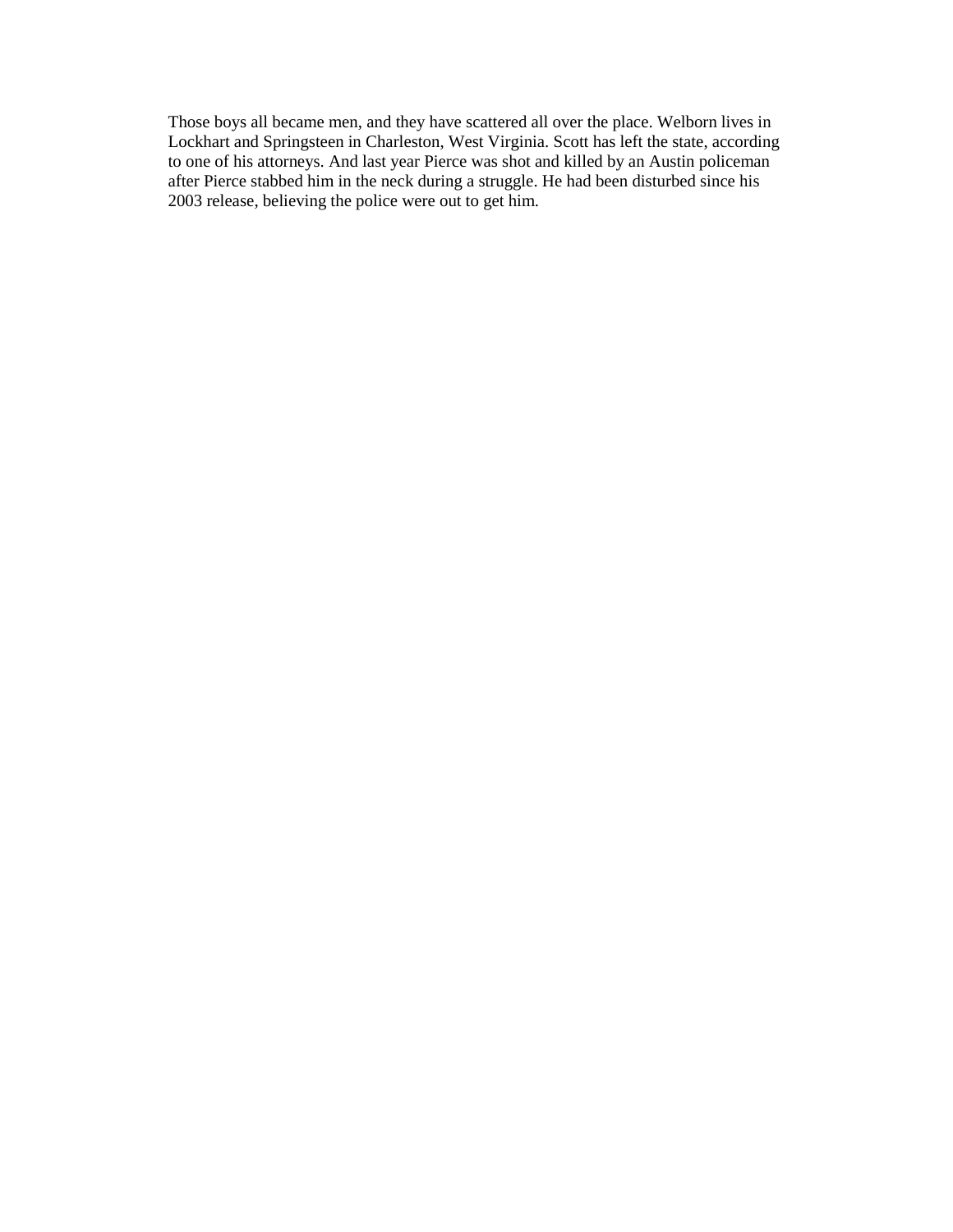Those boys all became men, and they have scattered all over the place. Welborn lives in Lockhart and Springsteen in Charleston, West Virginia. Scott has left the state, according to one of his attorneys. And last year Pierce was shot and killed by an Austin policeman after Pierce stabbed him in the neck during a struggle. He had been disturbed since his 2003 release, believing the police were out to get him.